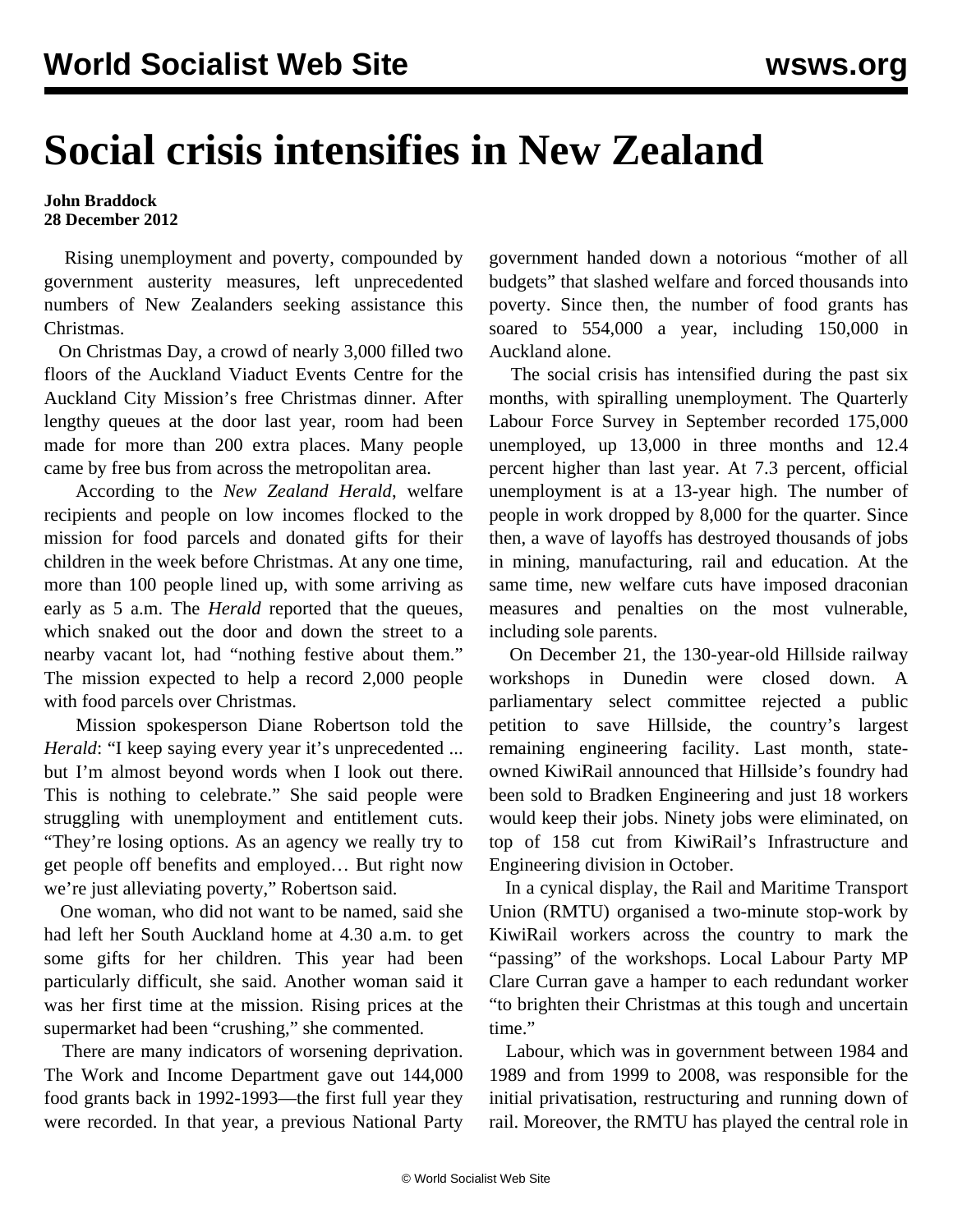# Social crisis intensifies in New Zealand

**John Braddock**
**28 December 2012**

Rising unemployment and poverty, compounded by government austerity measures, left unprecedented numbers of New Zealanders seeking assistance this Christmas.

On Christmas Day, a crowd of nearly 3,000 filled two floors of the Auckland Viaduct Events Centre for the Auckland City Mission's free Christmas dinner. After lengthy queues at the door last year, room had been made for more than 200 extra places. Many people came by free bus from across the metropolitan area.

According to the *New Zealand Herald*, welfare recipients and people on low incomes flocked to the mission for food parcels and donated gifts for their children in the week before Christmas. At any one time, more than 100 people lined up, with some arriving as early as 5 a.m. The *Herald* reported that the queues, which snaked out the door and down the street to a nearby vacant lot, had "nothing festive about them." The mission expected to help a record 2,000 people with food parcels over Christmas.

Mission spokesperson Diane Robertson told the *Herald*: "I keep saying every year it's unprecedented ... but I'm almost beyond words when I look out there. This is nothing to celebrate." She said people were struggling with unemployment and entitlement cuts. "They're losing options. As an agency we really try to get people off benefits and employed… But right now we're just alleviating poverty," Robertson said.

One woman, who did not want to be named, said she had left her South Auckland home at 4.30 a.m. to get some gifts for her children. This year had been particularly difficult, she said. Another woman said it was her first time at the mission. Rising prices at the supermarket had been "crushing," she commented.

There are many indicators of worsening deprivation. The Work and Income Department gave out 144,000 food grants back in 1992-1993—the first full year they were recorded. In that year, a previous National Party government handed down a notorious "mother of all budgets" that slashed welfare and forced thousands into poverty. Since then, the number of food grants has soared to 554,000 a year, including 150,000 in Auckland alone.

The social crisis has intensified during the past six months, with spiralling unemployment. The Quarterly Labour Force Survey in September recorded 175,000 unemployed, up 13,000 in three months and 12.4 percent higher than last year. At 7.3 percent, official unemployment is at a 13-year high. The number of people in work dropped by 8,000 for the quarter. Since then, a wave of layoffs has destroyed thousands of jobs in mining, manufacturing, rail and education. At the same time, new welfare cuts have imposed draconian measures and penalties on the most vulnerable, including sole parents.

On December 21, the 130-year-old Hillside railway workshops in Dunedin were closed down. A parliamentary select committee rejected a public petition to save Hillside, the country's largest remaining engineering facility. Last month, state-owned KiwiRail announced that Hillside's foundry had been sold to Bradken Engineering and just 18 workers would keep their jobs. Ninety jobs were eliminated, on top of 158 cut from KiwiRail's Infrastructure and Engineering division in October.

In a cynical display, the Rail and Maritime Transport Union (RMTU) organised a two-minute stop-work by KiwiRail workers across the country to mark the "passing" of the workshops. Local Labour Party MP Clare Curran gave a hamper to each redundant worker "to brighten their Christmas at this tough and uncertain time."

Labour, which was in government between 1984 and 1989 and from 1999 to 2008, was responsible for the initial privatisation, restructuring and running down of rail. Moreover, the RMTU has played the central role in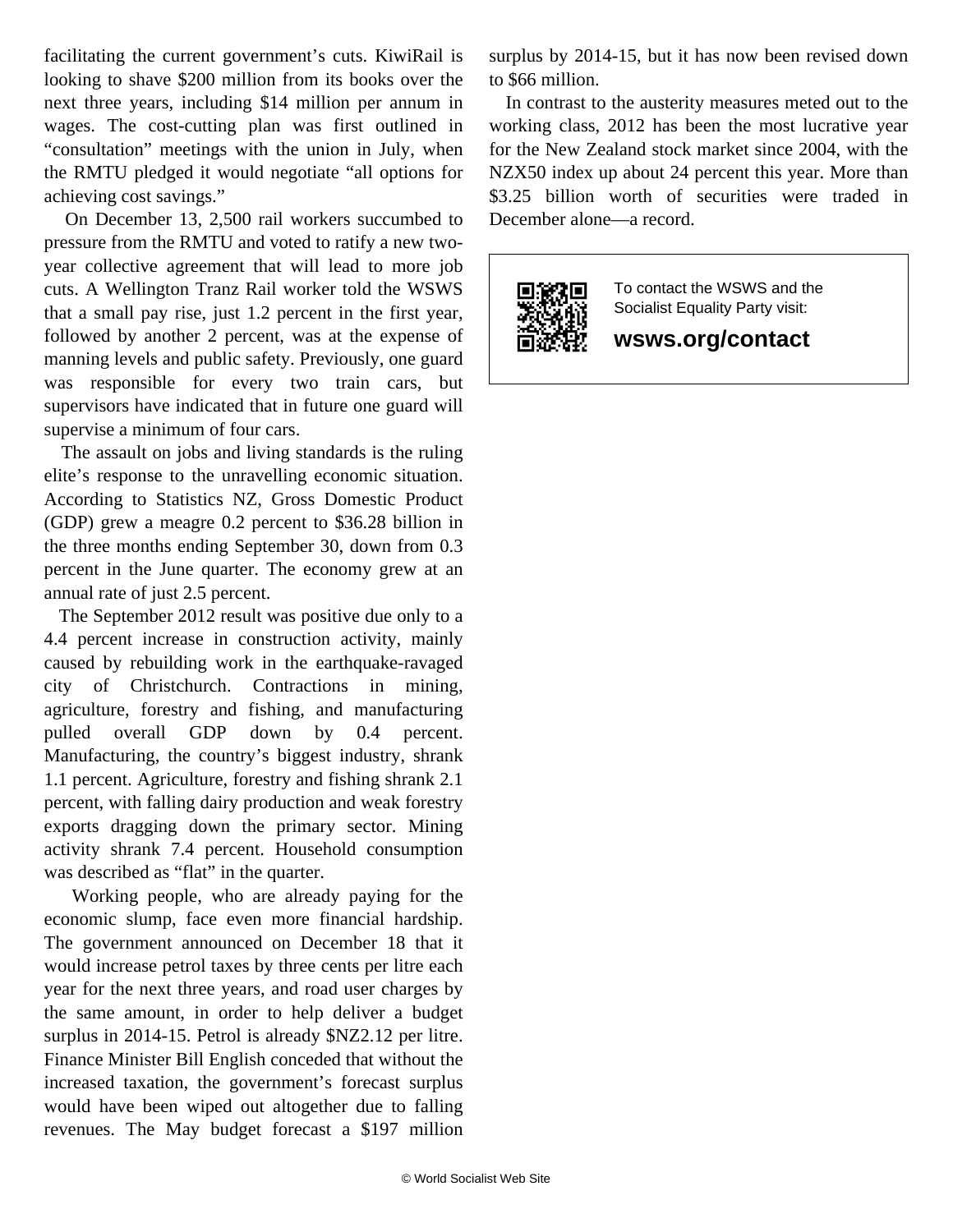facilitating the current government's cuts. KiwiRail is looking to shave $200 million from its books over the next three years, including $14 million per annum in wages. The cost-cutting plan was first outlined in "consultation" meetings with the union in July, when the RMTU pledged it would negotiate "all options for achieving cost savings."

On December 13, 2,500 rail workers succumbed to pressure from the RMTU and voted to ratify a new two-year collective agreement that will lead to more job cuts. A Wellington Tranz Rail worker told the WSWS that a small pay rise, just 1.2 percent in the first year, followed by another 2 percent, was at the expense of manning levels and public safety. Previously, one guard was responsible for every two train cars, but supervisors have indicated that in future one guard will supervise a minimum of four cars.

The assault on jobs and living standards is the ruling elite's response to the unravelling economic situation. According to Statistics NZ, Gross Domestic Product (GDP) grew a meagre 0.2 percent to $36.28 billion in the three months ending September 30, down from 0.3 percent in the June quarter. The economy grew at an annual rate of just 2.5 percent.

The September 2012 result was positive due only to a 4.4 percent increase in construction activity, mainly caused by rebuilding work in the earthquake-ravaged city of Christchurch. Contractions in mining, agriculture, forestry and fishing, and manufacturing pulled overall GDP down by 0.4 percent. Manufacturing, the country's biggest industry, shrank 1.1 percent. Agriculture, forestry and fishing shrank 2.1 percent, with falling dairy production and weak forestry exports dragging down the primary sector. Mining activity shrank 7.4 percent. Household consumption was described as "flat" in the quarter.

Working people, who are already paying for the economic slump, face even more financial hardship. The government announced on December 18 that it would increase petrol taxes by three cents per litre each year for the next three years, and road user charges by the same amount, in order to help deliver a budget surplus in 2014-15. Petrol is already $NZ2.12 per litre. Finance Minister Bill English conceded that without the increased taxation, the government's forecast surplus would have been wiped out altogether due to falling revenues. The May budget forecast a $197 million surplus by 2014-15, but it has now been revised down to $66 million.

In contrast to the austerity measures meted out to the working class, 2012 has been the most lucrative year for the New Zealand stock market since 2004, with the NZX50 index up about 24 percent this year. More than $3.25 billion worth of securities were traded in December alone—a record.

To contact the WSWS and the Socialist Equality Party visit:

**wsws.org/contact**